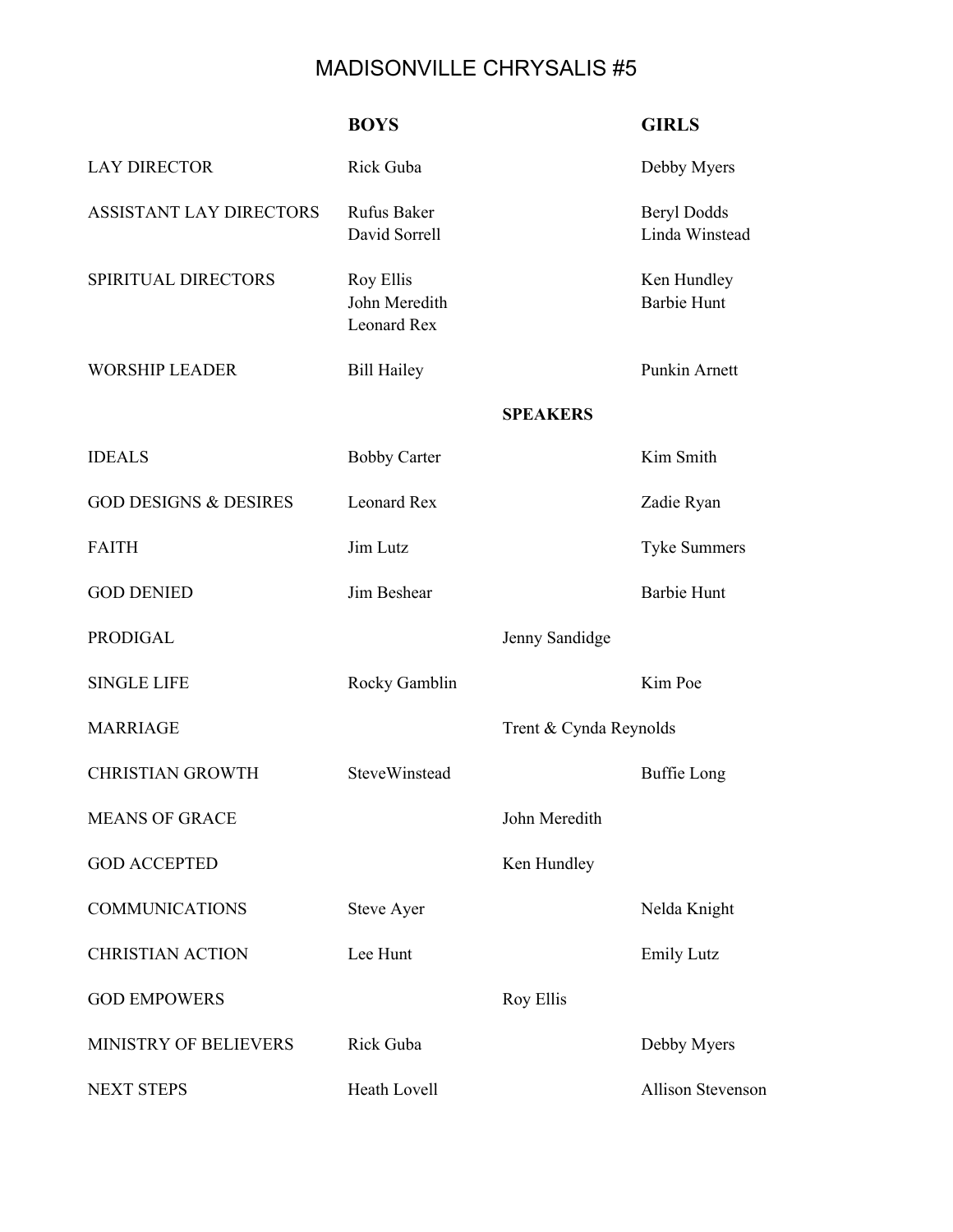# MADISONVILLE CHRYSALIS #5

| | BOYS | | GIRLS |
|---|---|---|---|
| LAY DIRECTOR | Rick Guba | | Debby Myers |
| ASSISTANT LAY DIRECTORS | Rufus Baker<br>David Sorrell | | Beryl Dodds<br>Linda Winstead |
| SPIRITUAL DIRECTORS | Roy Ellis<br>John Meredith<br>Leonard Rex | | Ken Hundley<br>Barbie Hunt |
| WORSHIP LEADER | Bill Hailey | | Punkin Arnett |
| | | **SPEAKERS** | |
| IDEALS | Bobby Carter | | Kim Smith |
| GOD DESIGNS & DESIRES | Leonard Rex | | Zadie Ryan |
| FAITH | Jim Lutz | | Tyke Summers |
| GOD DENIED | Jim Beshear | | Barbie Hunt |
| PRODIGAL | | Jenny Sandidge | |
| SINGLE LIFE | Rocky Gamblin | | Kim Poe |
| MARRIAGE | | Trent & Cynda Reynolds | |
| CHRISTIAN GROWTH | SteveWinstead | | Buffie Long |
| MEANS OF GRACE | | John Meredith | |
| GOD ACCEPTED | | Ken Hundley | |
| COMMUNICATIONS | Steve Ayer | | Nelda Knight |
| CHRISTIAN ACTION | Lee Hunt | | Emily Lutz |
| GOD EMPOWERS | | Roy Ellis | |
| MINISTRY OF BELIEVERS | Rick Guba | | Debby Myers |
| NEXT STEPS | Heath Lovell | | Allison Stevenson |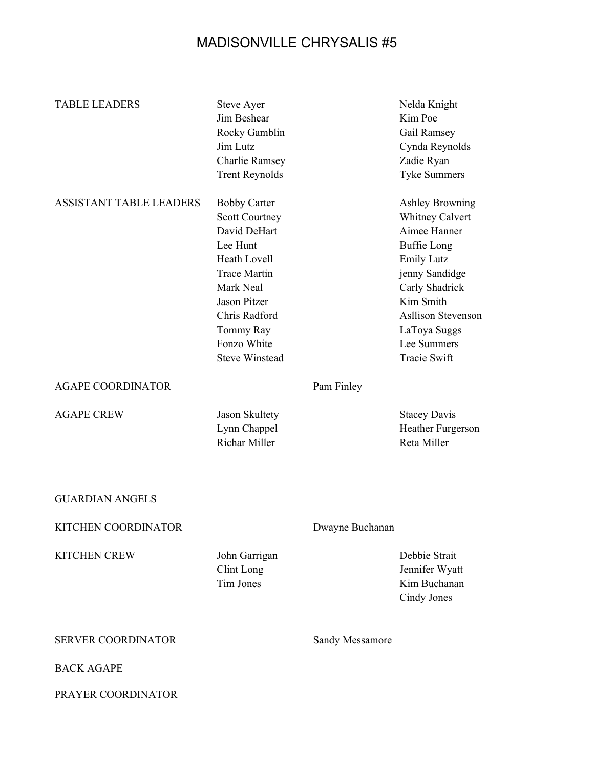# MADISONVILLE CHRYSALIS #5

| | | |
|---|---|---|
| TABLE LEADERS | Steve Ayer | Nelda Knight |
| | Jim Beshear | Kim Poe |
| | Rocky Gamblin | Gail Ramsey |
| | Jim Lutz | Cynda Reynolds |
| | Charlie Ramsey | Zadie Ryan |
| | Trent Reynolds | Tyke Summers |
| ASSISTANT TABLE LEADERS | Bobby Carter | Ashley Browning |
| | Scott Courtney | Whitney Calvert |
| | David DeHart | Aimee Hanner |
| | Lee Hunt | Buffie Long |
| | Heath Lovell | Emily Lutz |
| | Trace Martin | jenny Sandidge |
| | Mark Neal | Carly Shadrick |
| | Jason Pitzer | Kim Smith |
| | Chris Radford | Asllison Stevenson |
| | Tommy Ray | LaToya Suggs |
| | Fonzo White | Lee Summers |
| | Steve Winstead | Tracie Swift |

AGAPE COORDINATOR — Pam Finley

| | | |
|---|---|---|
| AGAPE CREW | Jason Skultety | Stacey Davis |
| | Lynn Chappel | Heather Furgerson |
| | Richar Miller | Reta Miller |

GUARDIAN ANGELS

KITCHEN COORDINATOR — Dwayne Buchanan

| | | |
|---|---|---|
| KITCHEN CREW | John Garrigan | Debbie Strait |
| | Clint Long | Jennifer Wyatt |
| | Tim Jones | Kim Buchanan |
| | | Cindy Jones |

SERVER COORDINATOR — Sandy Messamore

BACK AGAPE

PRAYER COORDINATOR